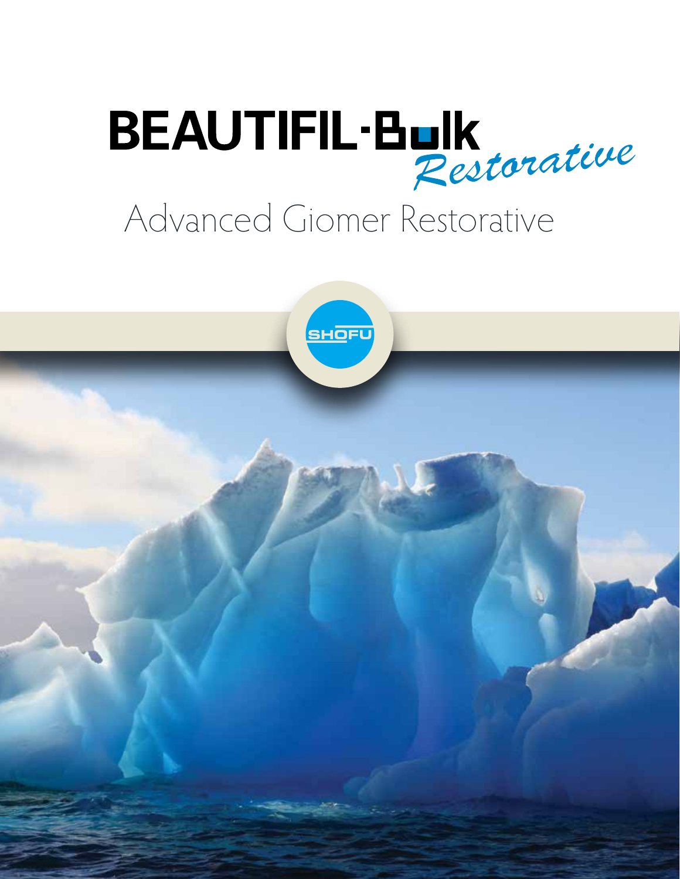# BEAUTIFIL-Bulk *Restorative*

## Advanced Giomer Restorative

SHOFU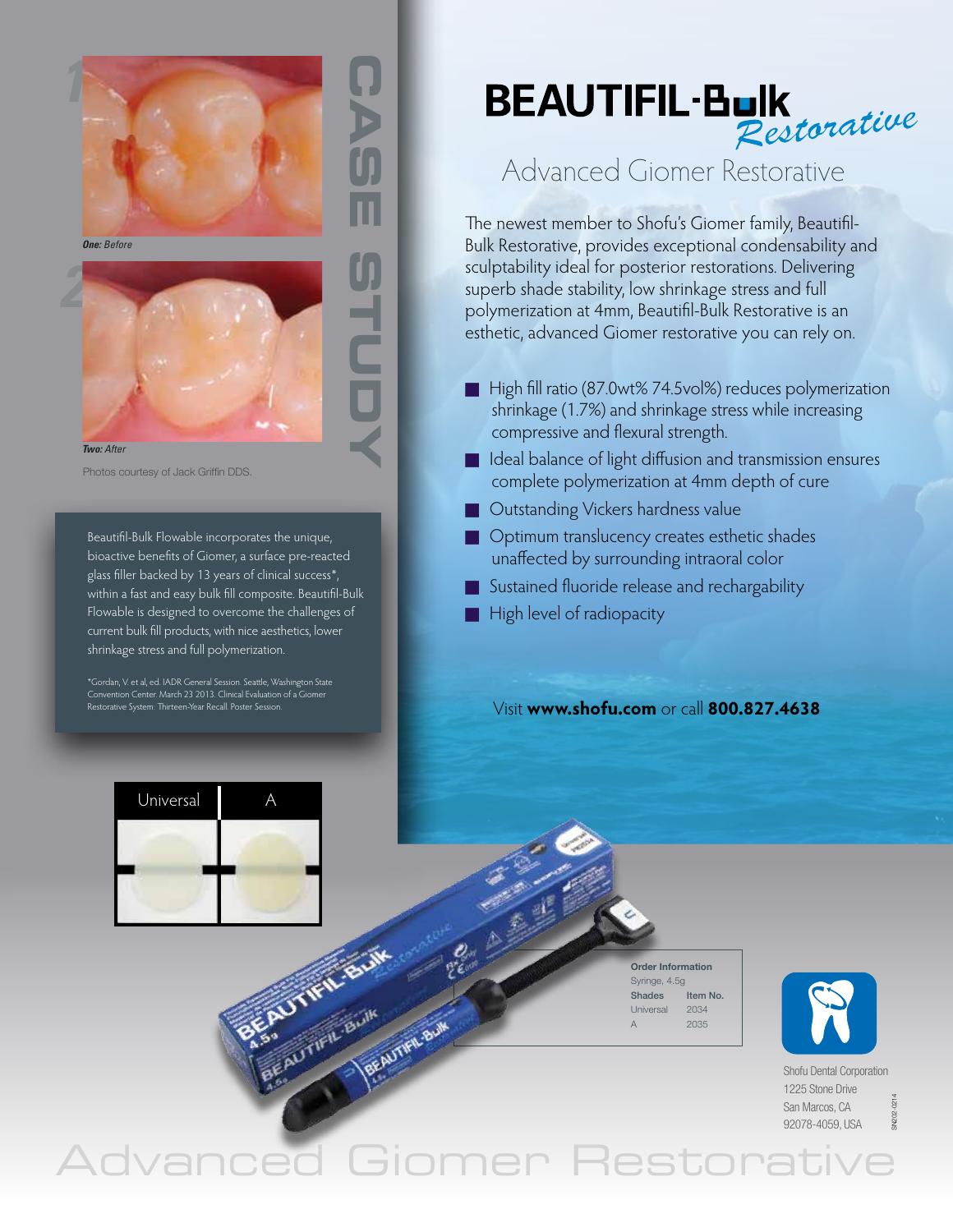# BEAUTIFIL-Bulk *Restorative*

## Advanced Giomer Restorative

The newest member to Shofu's Giomer family, Beautifil-Bulk Restorative, provides exceptional condensability and sculptability ideal for posterior restorations. Delivering superb shade stability, low shrinkage stress and full polymerization at 4mm, Beautifil-Bulk Restorative is an esthetic, advanced Giomer restorative you can rely on.

- High fill ratio (87.0wt% 74.5vol%) reduces polymerization shrinkage (1.7%) and shrinkage stress while increasing compressive and flexural strength.
- Ideal balance of light diffusion and transmission ensures complete polymerization at 4mm depth of cure
- Outstanding Vickers hardness value
- Optimum translucency creates esthetic shades unaffected by surrounding intraoral color
- Sustained fluoride release and rechargability
- High level of radiopacity

Visit **www.shofu.com** or call **800.827.4638**

## CASE STUDY

1

*One: Before*

2

*Two: After*

Photos courtesy of Jack Griffin DDS.

Beautifil-Bulk Flowable incorporates the unique, bioactive benefits of Giomer, a surface pre-reacted glass filler backed by 13 years of clinical success*, within a fast and easy bulk fill composite. Beautifil-Bulk Flowable is designed to overcome the challenges of current bulk fill products, with nice aesthetics, lower shrinkage stress and full polymerization.

*Gordan, V. et al, ed. IADR General Session. Seattle, Washington State Convention Center. March 23 2013. Clinical Evaluation of a Giomer Restorative System: Thirteen-Year Recall. Poster Session.

Universal | A

**Order Information**

Syringe, 4.5g

| Shades | Item No. |
|---|---|
| Universal | 2034 |
| A | 2035 |

Shofu Dental Corporation
1225 Stone Drive
San Marcos, CA
92078-4059, USA

SN202-0214

Advanced Giomer Restorative